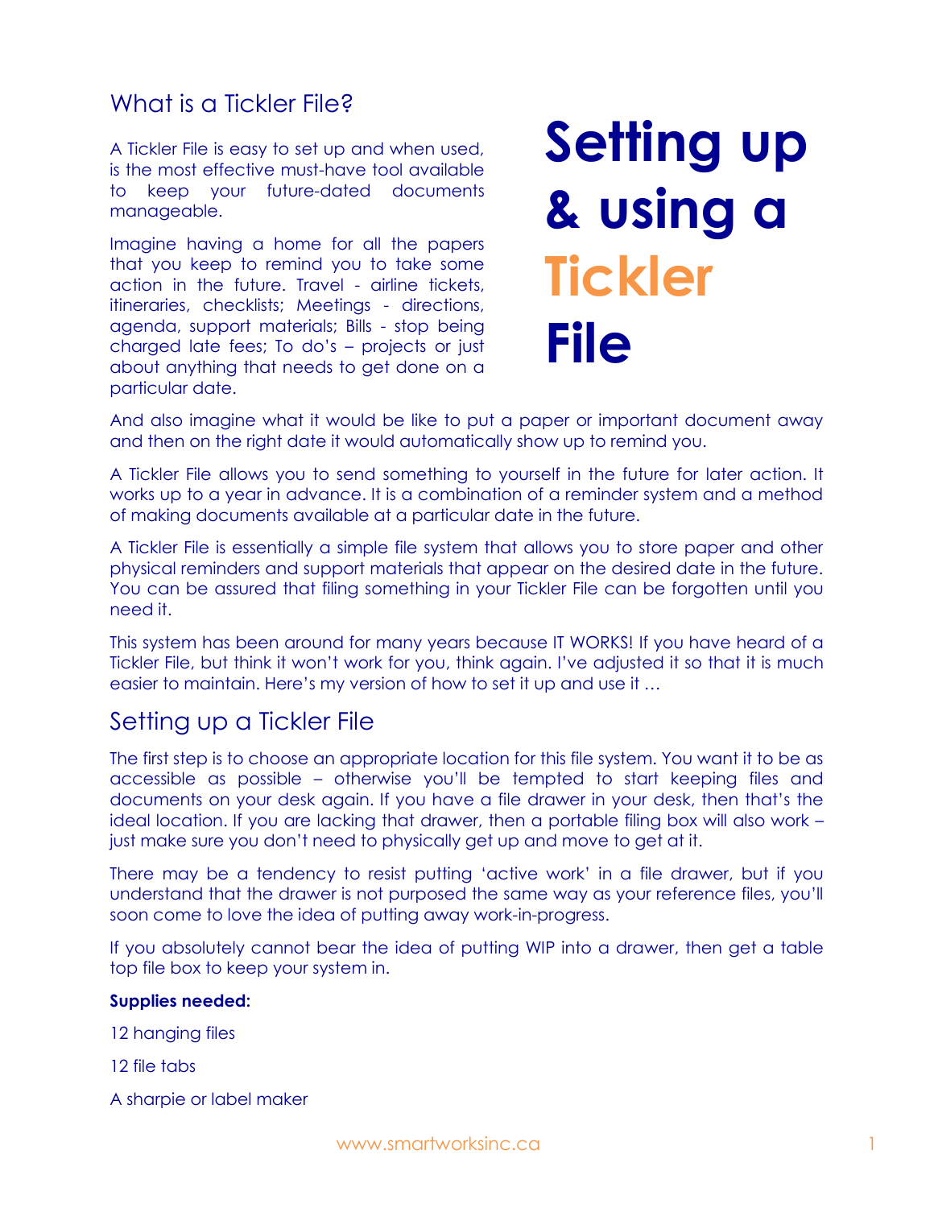# Setting up & using a Tickler File

## What is a Tickler File?

A Tickler File is easy to set up and when used, is the most effective must-have tool available to keep your future-dated documents manageable.

Imagine having a home for all the papers that you keep to remind you to take some action in the future. Travel - airline tickets, itineraries, checklists; Meetings - directions, agenda, support materials; Bills - stop being charged late fees; To do's – projects or just about anything that needs to get done on a particular date.

And also imagine what it would be like to put a paper or important document away and then on the right date it would automatically show up to remind you.

A Tickler File allows you to send something to yourself in the future for later action. It works up to a year in advance. It is a combination of a reminder system and a method of making documents available at a particular date in the future.

A Tickler File is essentially a simple file system that allows you to store paper and other physical reminders and support materials that appear on the desired date in the future. You can be assured that filing something in your Tickler File can be forgotten until you need it.

This system has been around for many years because IT WORKS! If you have heard of a Tickler File, but think it won't work for you, think again. I've adjusted it so that it is much easier to maintain. Here's my version of how to set it up and use it …

## Setting up a Tickler File

The first step is to choose an appropriate location for this file system. You want it to be as accessible as possible – otherwise you'll be tempted to start keeping files and documents on your desk again. If you have a file drawer in your desk, then that's the ideal location. If you are lacking that drawer, then a portable filing box will also work – just make sure you don't need to physically get up and move to get at it.

There may be a tendency to resist putting 'active work' in a file drawer, but if you understand that the drawer is not purposed the same way as your reference files, you'll soon come to love the idea of putting away work-in-progress.

If you absolutely cannot bear the idea of putting WIP into a drawer, then get a table top file box to keep your system in.

**Supplies needed:**

12 hanging files

12 file tabs

A sharpie or label maker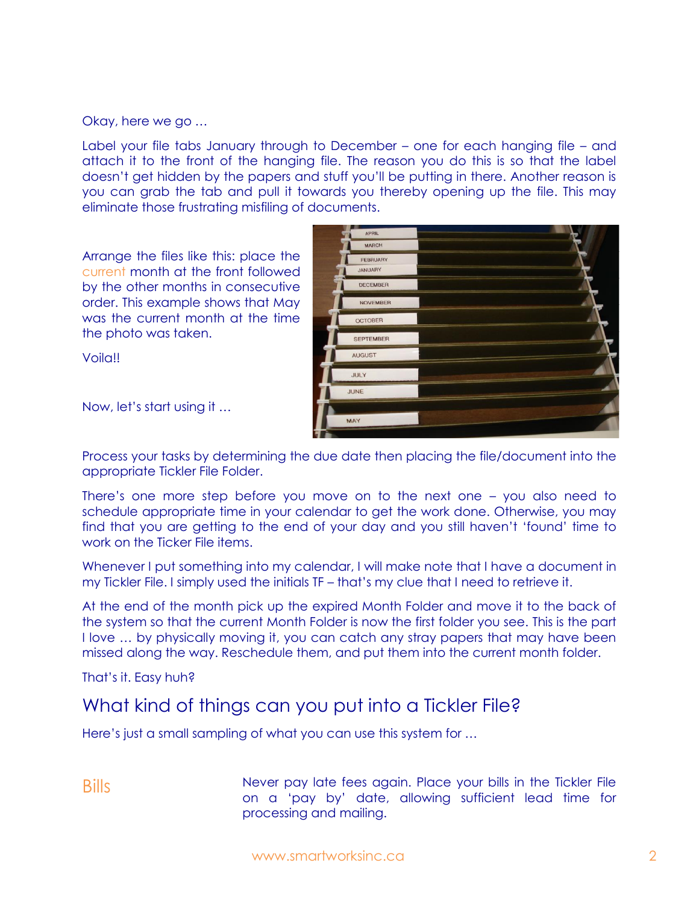Okay, here we go …

Label your file tabs January through to December – one for each hanging file – and attach it to the front of the hanging file. The reason you do this is so that the label doesn't get hidden by the papers and stuff you'll be putting in there. Another reason is you can grab the tab and pull it towards you thereby opening up the file. This may eliminate those frustrating misfiling of documents.

Arrange the files like this: place the current month at the front followed by the other months in consecutive order. This example shows that May was the current month at the time the photo was taken.

Voila!!

Now, let's start using it …

Process your tasks by determining the due date then placing the file/document into the appropriate Tickler File Folder.

There's one more step before you move on to the next one – you also need to schedule appropriate time in your calendar to get the work done. Otherwise, you may find that you are getting to the end of your day and you still haven't 'found' time to work on the Ticker File items.

Whenever I put something into my calendar, I will make note that I have a document in my Tickler File. I simply used the initials TF – that's my clue that I need to retrieve it.

At the end of the month pick up the expired Month Folder and move it to the back of the system so that the current Month Folder is now the first folder you see. This is the part I love … by physically moving it, you can catch any stray papers that may have been missed along the way. Reschedule them, and put them into the current month folder.

That's it. Easy huh?

## What kind of things can you put into a Tickler File?

Here's just a small sampling of what you can use this system for …

| | |
|---|---|
| Bills | Never pay late fees again. Place your bills in the Tickler File on a 'pay by' date, allowing sufficient lead time for processing and mailing. |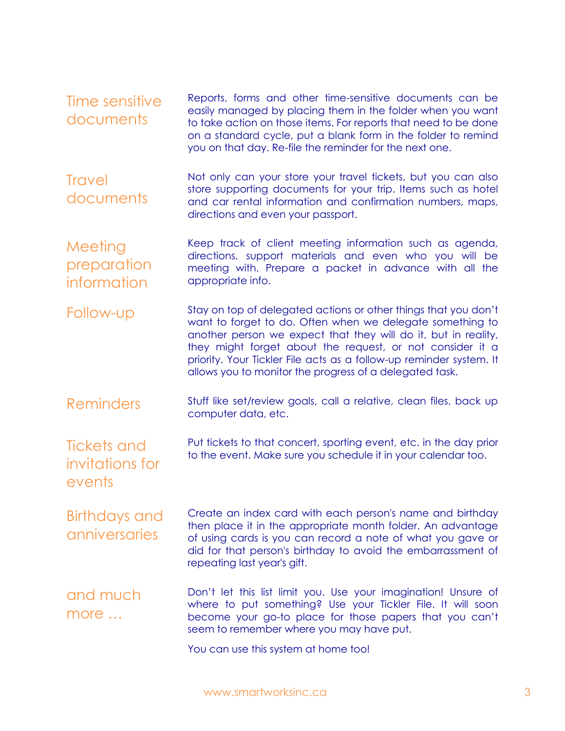**Time sensitive documents**

Reports, forms and other time-sensitive documents can be easily managed by placing them in the folder when you want to take action on those items. For reports that need to be done on a standard cycle, put a blank form in the folder to remind you on that day. Re-file the reminder for the next one.

**Travel documents**

Not only can your store your travel tickets, but you can also store supporting documents for your trip. Items such as hotel and car rental information and confirmation numbers, maps, directions and even your passport.

**Meeting preparation information**

Keep track of client meeting information such as agenda, directions, support materials and even who you will be meeting with. Prepare a packet in advance with all the appropriate info.

**Follow-up**

Stay on top of delegated actions or other things that you don't want to forget to do. Often when we delegate something to another person we expect that they will do it, but in reality, they might forget about the request, or not consider it a priority. Your Tickler File acts as a follow-up reminder system. It allows you to monitor the progress of a delegated task.

**Reminders**

Stuff like set/review goals, call a relative, clean files, back up computer data, etc.

**Tickets and invitations for events**

Put tickets to that concert, sporting event, etc. in the day prior to the event. Make sure you schedule it in your calendar too.

**Birthdays and anniversaries**

Create an index card with each person's name and birthday then place it in the appropriate month folder. An advantage of using cards is you can record a note of what you gave or did for that person's birthday to avoid the embarrassment of repeating last year's gift.

**and much more …**

Don't let this list limit you. Use your imagination! Unsure of where to put something? Use your Tickler File. It will soon become your go-to place for those papers that you can't seem to remember where you may have put.

You can use this system at home too!

www.smartworksinc.ca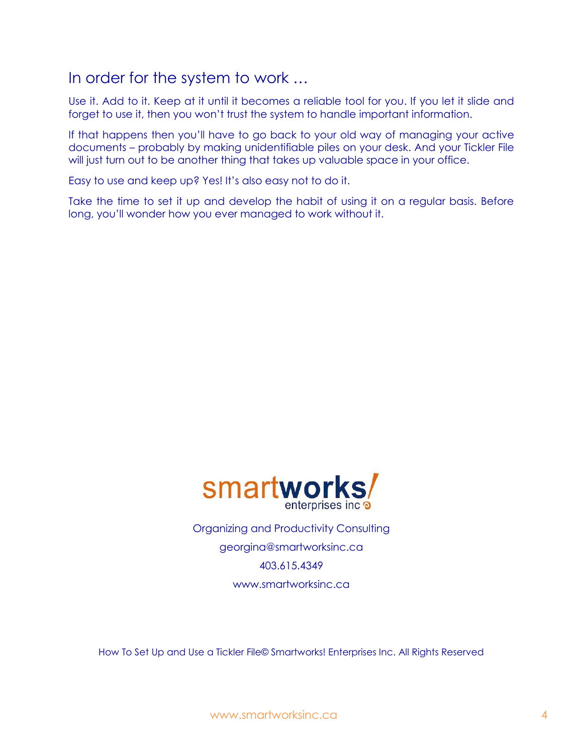## In order for the system to work …

Use it. Add to it. Keep at it until it becomes a reliable tool for you. If you let it slide and forget to use it, then you won't trust the system to handle important information.

If that happens then you'll have to go back to your old way of managing your active documents – probably by making unidentifiable piles on your desk. And your Tickler File will just turn out to be another thing that takes up valuable space in your office.

Easy to use and keep up? Yes! It's also easy not to do it.

Take the time to set it up and develop the habit of using it on a regular basis. Before long, you'll wonder how you ever managed to work without it.

smartworks! enterprises inc

Organizing and Productivity Consulting

georgina@smartworksinc.ca

403.615.4349

www.smartworksinc.ca

How To Set Up and Use a Tickler File© Smartworks! Enterprises Inc. All Rights Reserved